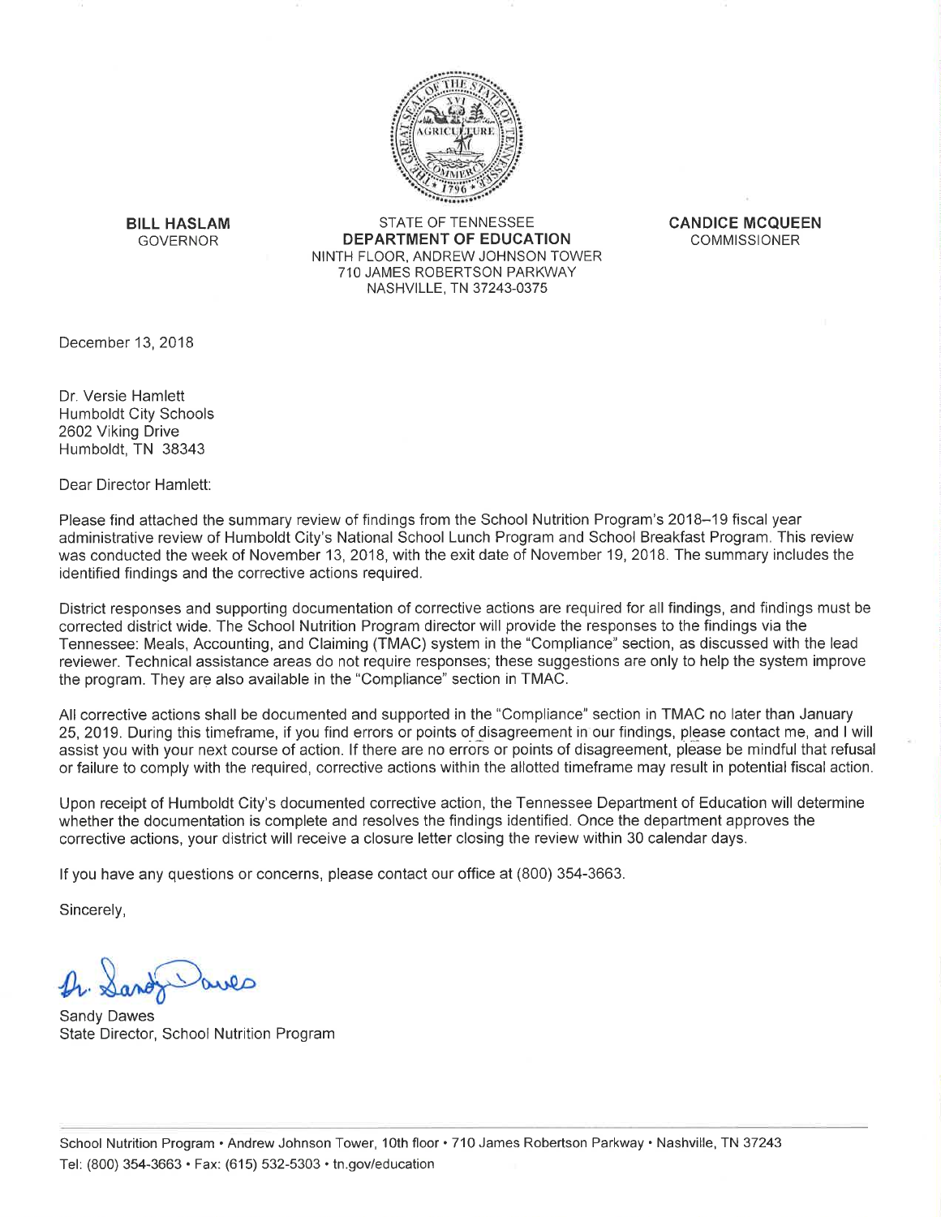**BILL HASLAM**
GOVERNOR

STATE OF TENNESSEE
**DEPARTMENT OF EDUCATION**
NINTH FLOOR, ANDREW JOHNSON TOWER
710 JAMES ROBERTSON PARKWAY
NASHVILLE, TN 37243-0375

**CANDICE MCQUEEN**
COMMISSIONER

December 13, 2018

Dr. Versie Hamlett
Humboldt City Schools
2602 Viking Drive
Humboldt, TN 38343

Dear Director Hamlett:

Please find attached the summary review of findings from the School Nutrition Program's 2018–19 fiscal year administrative review of Humboldt City's National School Lunch Program and School Breakfast Program. This review was conducted the week of November 13, 2018, with the exit date of November 19, 2018. The summary includes the identified findings and the corrective actions required.

District responses and supporting documentation of corrective actions are required for all findings, and findings must be corrected district wide. The School Nutrition Program director will provide the responses to the findings via the Tennessee: Meals, Accounting, and Claiming (TMAC) system in the "Compliance" section, as discussed with the lead reviewer. Technical assistance areas do not require responses; these suggestions are only to help the system improve the program. They are also available in the "Compliance" section in TMAC.

All corrective actions shall be documented and supported in the "Compliance" section in TMAC no later than January 25, 2019. During this timeframe, if you find errors or points of disagreement in our findings, please contact me, and I will assist you with your next course of action. If there are no errors or points of disagreement, please be mindful that refusal or failure to comply with the required, corrective actions within the allotted timeframe may result in potential fiscal action.

Upon receipt of Humboldt City's documented corrective action, the Tennessee Department of Education will determine whether the documentation is complete and resolves the findings identified. Once the department approves the corrective actions, your district will receive a closure letter closing the review within 30 calendar days.

If you have any questions or concerns, please contact our office at (800) 354-3663.

Sincerely,

Sandy Dawes
State Director, School Nutrition Program

School Nutrition Program • Andrew Johnson Tower, 10th floor • 710 James Robertson Parkway • Nashville, TN 37243
Tel: (800) 354-3663 • Fax: (615) 532-5303 • tn.gov/education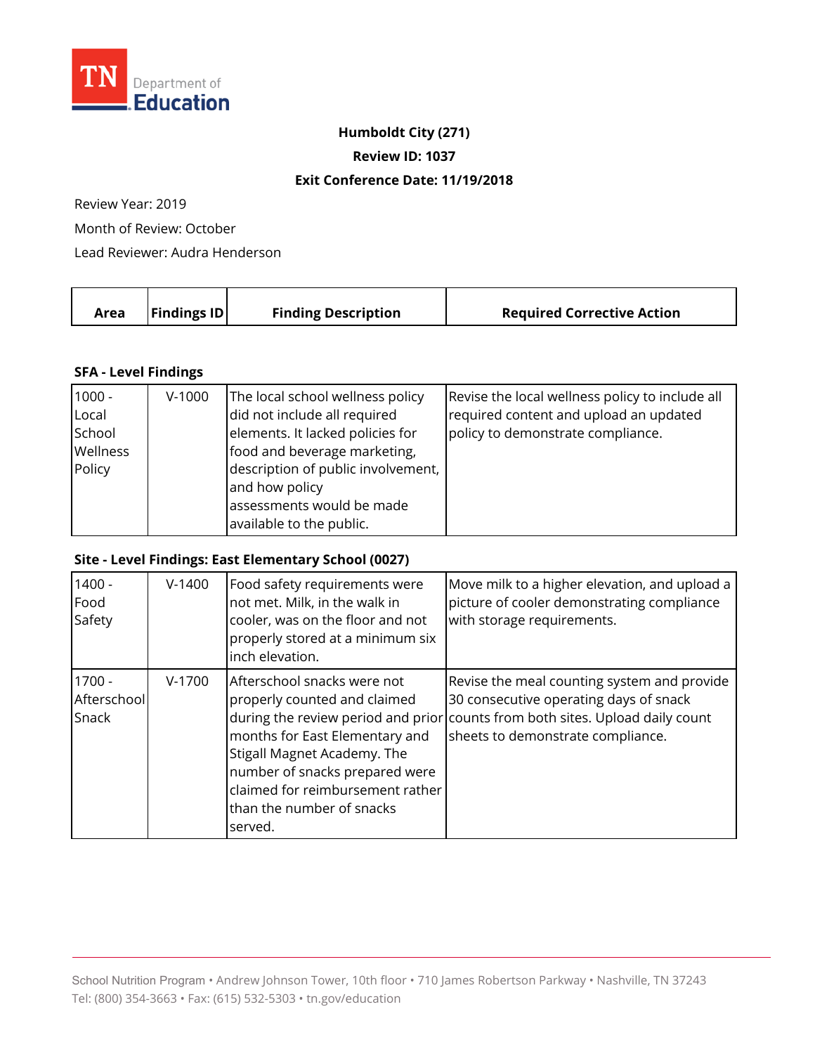TN Department of Education

**Humboldt City (271)**

**Review ID: 1037**

**Exit Conference Date: 11/19/2018**

Review Year: 2019

Month of Review: October

Lead Reviewer: Audra Henderson

| Area | Findings ID | Finding Description | Required Corrective Action |
|---|---|---|---|
| **SFA - Level Findings** | | | |
| 1000 - Local School Wellness Policy | V-1000 | The local school wellness policy did not include all required elements. It lacked policies for food and beverage marketing, description of public involvement, and how policy assessments would be made available to the public. | Revise the local wellness policy to include all required content and upload an updated policy to demonstrate compliance. |
| **Site - Level Findings: East Elementary School (0027)** | | | |
| 1400 - Food Safety | V-1400 | Food safety requirements were not met. Milk, in the walk in cooler, was on the floor and not properly stored at a minimum six inch elevation. | Move milk to a higher elevation, and upload a picture of cooler demonstrating compliance with storage requirements. |
| 1700 - Afterschool Snack | V-1700 | Afterschool snacks were not properly counted and claimed during the review period and prior months for East Elementary and Stigall Magnet Academy. The number of snacks prepared were claimed for reimbursement rather than the number of snacks served. | Revise the meal counting system and provide 30 consecutive operating days of snack counts from both sites. Upload daily count sheets to demonstrate compliance. |

School Nutrition Program • Andrew Johnson Tower, 10th floor • 710 James Robertson Parkway • Nashville, TN 37243
Tel: (800) 354-3663 • Fax: (615) 532-5303 • tn.gov/education